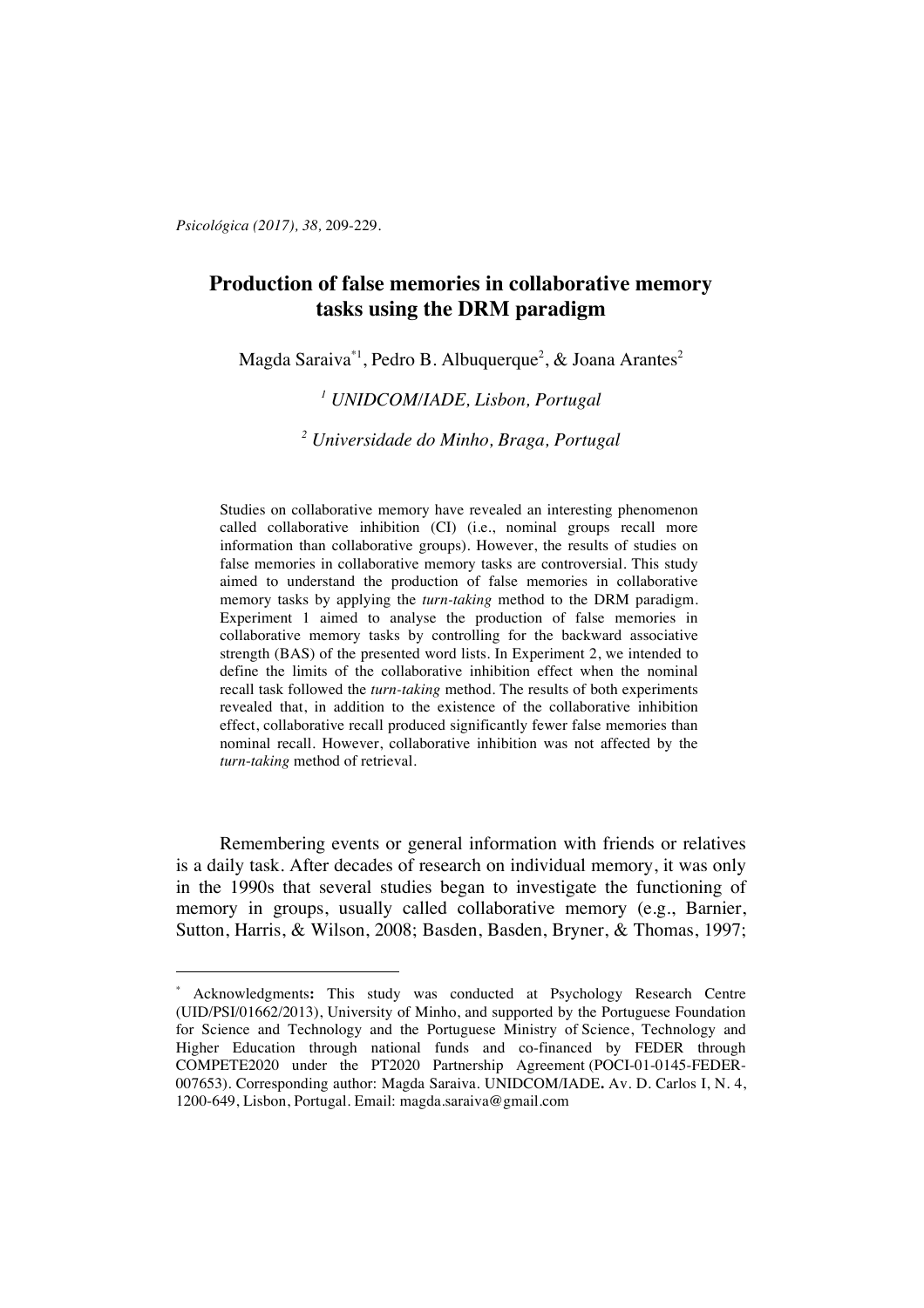# Production of false memories in collaborative memory tasks using the DRM paradigm

Magda Saraiva*[1], Pedro B. Albuquerque[2], & Joana Arantes[2]

[1] *UNIDCOM/IADE, Lisbon, Portugal*

[2] *Universidade do Minho, Braga, Portugal*

Studies on collaborative memory have revealed an interesting phenomenon called collaborative inhibition (CI) (i.e., nominal groups recall more information than collaborative groups). However, the results of studies on false memories in collaborative memory tasks are controversial. This study aimed to understand the production of false memories in collaborative memory tasks by applying the *turn-taking* method to the DRM paradigm. Experiment 1 aimed to analyse the production of false memories in collaborative memory tasks by controlling for the backward associative strength (BAS) of the presented word lists. In Experiment 2, we intended to define the limits of the collaborative inhibition effect when the nominal recall task followed the *turn-taking* method. The results of both experiments revealed that, in addition to the existence of the collaborative inhibition effect, collaborative recall produced significantly fewer false memories than nominal recall. However, collaborative inhibition was not affected by the *turn-taking* method of retrieval.

Remembering events or general information with friends or relatives is a daily task. After decades of research on individual memory, it was only in the 1990s that several studies began to investigate the functioning of memory in groups, usually called collaborative memory (e.g., Barnier, Sutton, Harris, & Wilson, 2008; Basden, Basden, Bryner, & Thomas, 1997;

---

* Acknowledgments**:** This study was conducted at Psychology Research Centre (UID/PSI/01662/2013), University of Minho, and supported by the Portuguese Foundation for Science and Technology and the Portuguese Ministry of Science, Technology and Higher Education through national funds and co-financed by FEDER through COMPETE2020 under the PT2020 Partnership Agreement (POCI-01-0145-FEDER-007653). Corresponding author: Magda Saraiva. UNIDCOM/IADE**.** Av. D. Carlos I, N. 4, 1200-649, Lisbon, Portugal. Email: magda.saraiva@gmail.com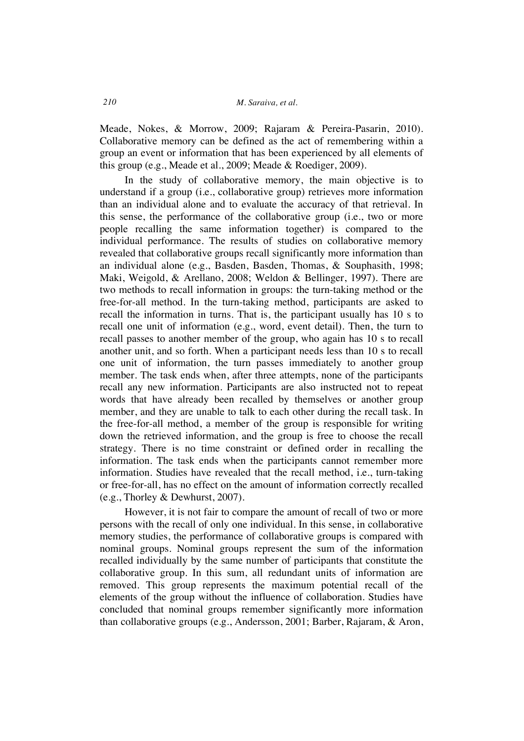Meade, Nokes, & Morrow, 2009; Rajaram & Pereira-Pasarin, 2010). Collaborative memory can be defined as the act of remembering within a group an event or information that has been experienced by all elements of this group (e.g., Meade et al., 2009; Meade & Roediger, 2009).

In the study of collaborative memory, the main objective is to understand if a group (i.e., collaborative group) retrieves more information than an individual alone and to evaluate the accuracy of that retrieval. In this sense, the performance of the collaborative group (i.e., two or more people recalling the same information together) is compared to the individual performance. The results of studies on collaborative memory revealed that collaborative groups recall significantly more information than an individual alone (e.g., Basden, Basden, Thomas, & Souphasith, 1998; Maki, Weigold, & Arellano, 2008; Weldon & Bellinger, 1997). There are two methods to recall information in groups: the turn-taking method or the free-for-all method. In the turn-taking method, participants are asked to recall the information in turns. That is, the participant usually has 10 s to recall one unit of information (e.g., word, event detail). Then, the turn to recall passes to another member of the group, who again has 10 s to recall another unit, and so forth. When a participant needs less than 10 s to recall one unit of information, the turn passes immediately to another group member. The task ends when, after three attempts, none of the participants recall any new information. Participants are also instructed not to repeat words that have already been recalled by themselves or another group member, and they are unable to talk to each other during the recall task. In the free-for-all method, a member of the group is responsible for writing down the retrieved information, and the group is free to choose the recall strategy. There is no time constraint or defined order in recalling the information. The task ends when the participants cannot remember more information. Studies have revealed that the recall method, i.e., turn-taking or free-for-all, has no effect on the amount of information correctly recalled (e.g., Thorley & Dewhurst, 2007).

However, it is not fair to compare the amount of recall of two or more persons with the recall of only one individual. In this sense, in collaborative memory studies, the performance of collaborative groups is compared with nominal groups. Nominal groups represent the sum of the information recalled individually by the same number of participants that constitute the collaborative group. In this sum, all redundant units of information are removed. This group represents the maximum potential recall of the elements of the group without the influence of collaboration. Studies have concluded that nominal groups remember significantly more information than collaborative groups (e.g., Andersson, 2001; Barber, Rajaram, & Aron,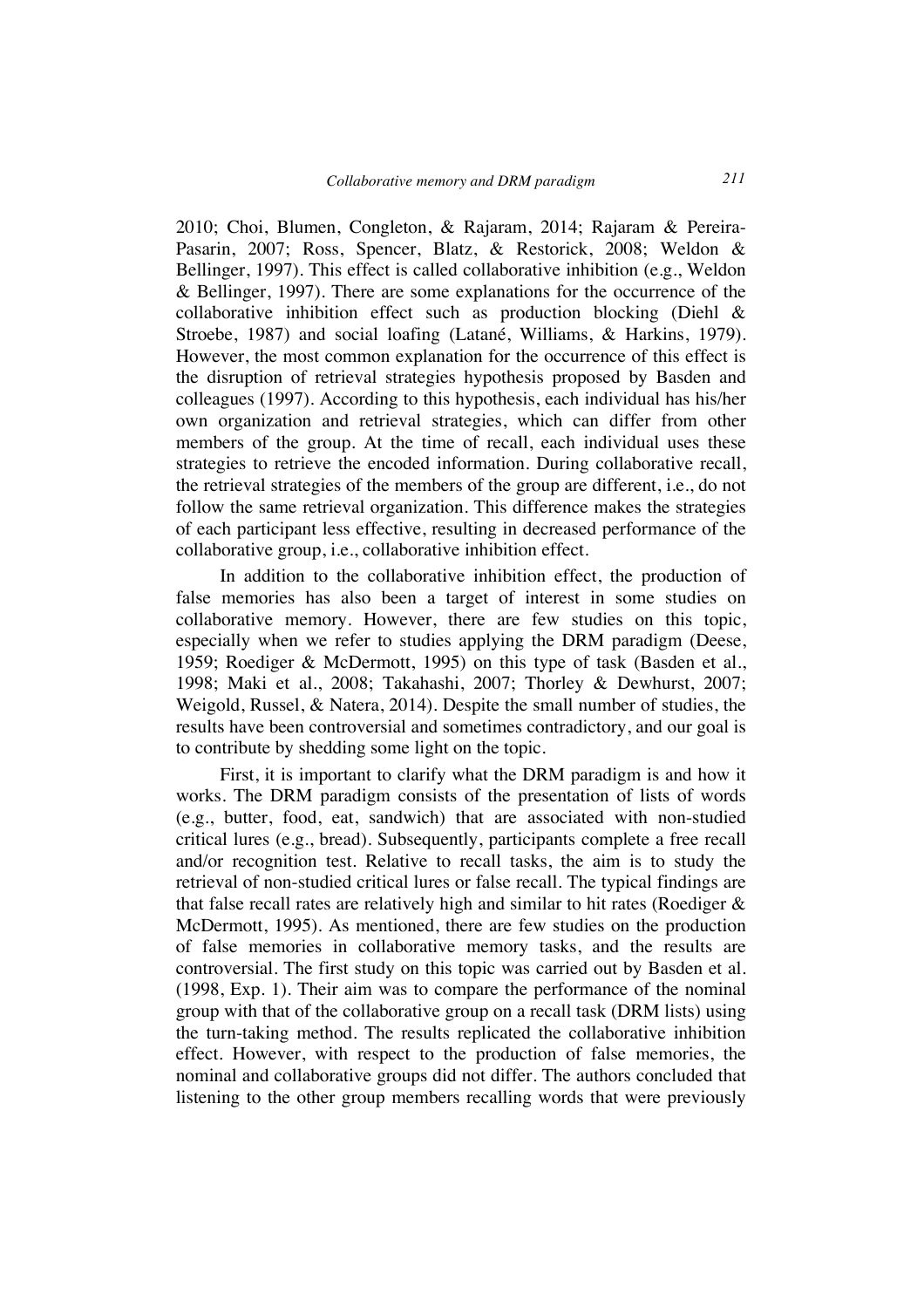2010; Choi, Blumen, Congleton, & Rajaram, 2014; Rajaram & Pereira-Pasarin, 2007; Ross, Spencer, Blatz, & Restorick, 2008; Weldon & Bellinger, 1997). This effect is called collaborative inhibition (e.g., Weldon & Bellinger, 1997). There are some explanations for the occurrence of the collaborative inhibition effect such as production blocking (Diehl & Stroebe, 1987) and social loafing (Latané, Williams, & Harkins, 1979). However, the most common explanation for the occurrence of this effect is the disruption of retrieval strategies hypothesis proposed by Basden and colleagues (1997). According to this hypothesis, each individual has his/her own organization and retrieval strategies, which can differ from other members of the group. At the time of recall, each individual uses these strategies to retrieve the encoded information. During collaborative recall, the retrieval strategies of the members of the group are different, i.e., do not follow the same retrieval organization. This difference makes the strategies of each participant less effective, resulting in decreased performance of the collaborative group, i.e., collaborative inhibition effect.

In addition to the collaborative inhibition effect, the production of false memories has also been a target of interest in some studies on collaborative memory. However, there are few studies on this topic, especially when we refer to studies applying the DRM paradigm (Deese, 1959; Roediger & McDermott, 1995) on this type of task (Basden et al., 1998; Maki et al., 2008; Takahashi, 2007; Thorley & Dewhurst, 2007; Weigold, Russel, & Natera, 2014). Despite the small number of studies, the results have been controversial and sometimes contradictory, and our goal is to contribute by shedding some light on the topic.

First, it is important to clarify what the DRM paradigm is and how it works. The DRM paradigm consists of the presentation of lists of words (e.g., butter, food, eat, sandwich) that are associated with non-studied critical lures (e.g., bread). Subsequently, participants complete a free recall and/or recognition test. Relative to recall tasks, the aim is to study the retrieval of non-studied critical lures or false recall. The typical findings are that false recall rates are relatively high and similar to hit rates (Roediger & McDermott, 1995). As mentioned, there are few studies on the production of false memories in collaborative memory tasks, and the results are controversial. The first study on this topic was carried out by Basden et al. (1998, Exp. 1). Their aim was to compare the performance of the nominal group with that of the collaborative group on a recall task (DRM lists) using the turn-taking method. The results replicated the collaborative inhibition effect. However, with respect to the production of false memories, the nominal and collaborative groups did not differ. The authors concluded that listening to the other group members recalling words that were previously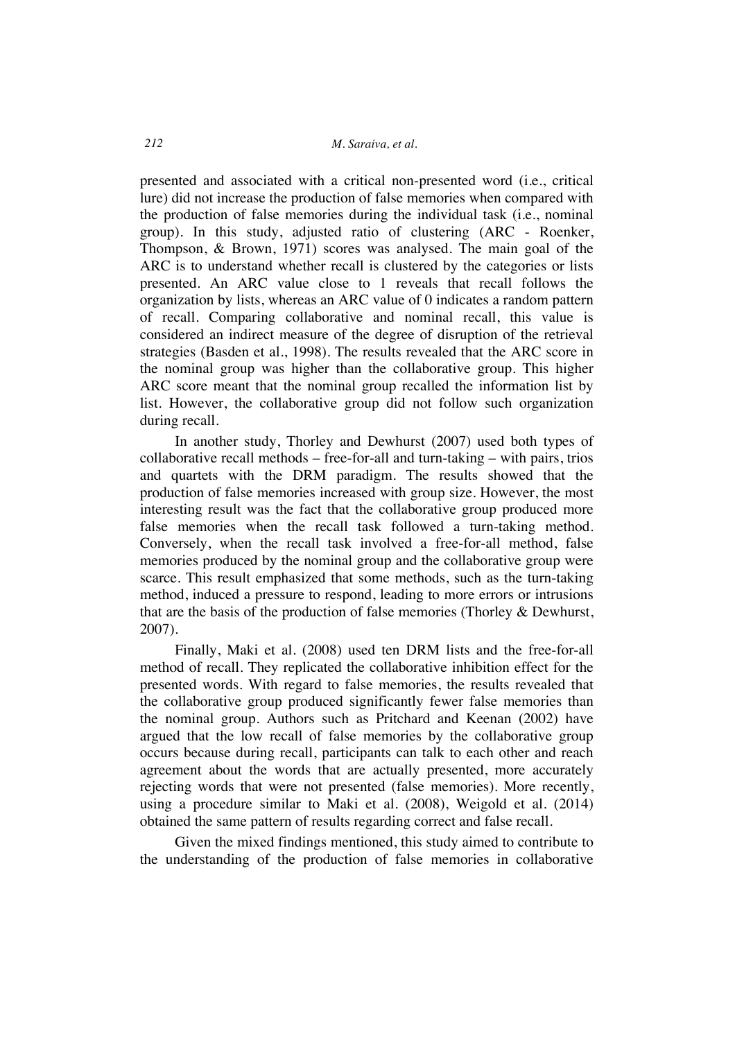presented and associated with a critical non-presented word (i.e., critical lure) did not increase the production of false memories when compared with the production of false memories during the individual task (i.e., nominal group). In this study, adjusted ratio of clustering (ARC - Roenker, Thompson, & Brown, 1971) scores was analysed. The main goal of the ARC is to understand whether recall is clustered by the categories or lists presented. An ARC value close to 1 reveals that recall follows the organization by lists, whereas an ARC value of 0 indicates a random pattern of recall. Comparing collaborative and nominal recall, this value is considered an indirect measure of the degree of disruption of the retrieval strategies (Basden et al., 1998). The results revealed that the ARC score in the nominal group was higher than the collaborative group. This higher ARC score meant that the nominal group recalled the information list by list. However, the collaborative group did not follow such organization during recall.

In another study, Thorley and Dewhurst (2007) used both types of collaborative recall methods – free-for-all and turn-taking – with pairs, trios and quartets with the DRM paradigm. The results showed that the production of false memories increased with group size. However, the most interesting result was the fact that the collaborative group produced more false memories when the recall task followed a turn-taking method. Conversely, when the recall task involved a free-for-all method, false memories produced by the nominal group and the collaborative group were scarce. This result emphasized that some methods, such as the turn-taking method, induced a pressure to respond, leading to more errors or intrusions that are the basis of the production of false memories (Thorley & Dewhurst, 2007).

Finally, Maki et al. (2008) used ten DRM lists and the free-for-all method of recall. They replicated the collaborative inhibition effect for the presented words. With regard to false memories, the results revealed that the collaborative group produced significantly fewer false memories than the nominal group. Authors such as Pritchard and Keenan (2002) have argued that the low recall of false memories by the collaborative group occurs because during recall, participants can talk to each other and reach agreement about the words that are actually presented, more accurately rejecting words that were not presented (false memories). More recently, using a procedure similar to Maki et al. (2008), Weigold et al. (2014) obtained the same pattern of results regarding correct and false recall.

Given the mixed findings mentioned, this study aimed to contribute to the understanding of the production of false memories in collaborative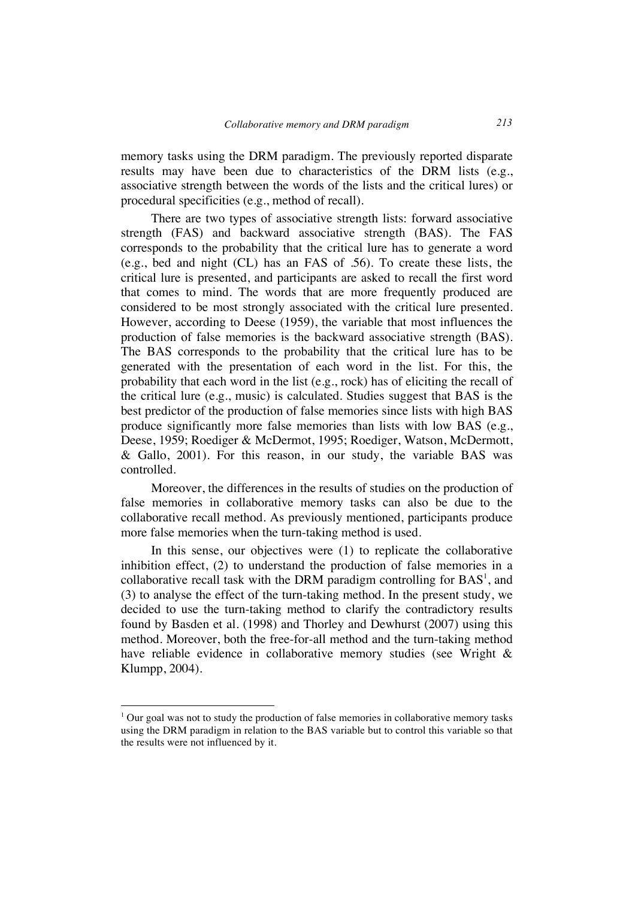memory tasks using the DRM paradigm. The previously reported disparate results may have been due to characteristics of the DRM lists (e.g., associative strength between the words of the lists and the critical lures) or procedural specificities (e.g., method of recall).

There are two types of associative strength lists: forward associative strength (FAS) and backward associative strength (BAS). The FAS corresponds to the probability that the critical lure has to generate a word (e.g., bed and night (CL) has an FAS of .56). To create these lists, the critical lure is presented, and participants are asked to recall the first word that comes to mind. The words that are more frequently produced are considered to be most strongly associated with the critical lure presented. However, according to Deese (1959), the variable that most influences the production of false memories is the backward associative strength (BAS). The BAS corresponds to the probability that the critical lure has to be generated with the presentation of each word in the list. For this, the probability that each word in the list (e.g., rock) has of eliciting the recall of the critical lure (e.g., music) is calculated. Studies suggest that BAS is the best predictor of the production of false memories since lists with high BAS produce significantly more false memories than lists with low BAS (e.g., Deese, 1959; Roediger & McDermot, 1995; Roediger, Watson, McDermott, & Gallo, 2001). For this reason, in our study, the variable BAS was controlled.

Moreover, the differences in the results of studies on the production of false memories in collaborative memory tasks can also be due to the collaborative recall method. As previously mentioned, participants produce more false memories when the turn-taking method is used.

In this sense, our objectives were (1) to replicate the collaborative inhibition effect, (2) to understand the production of false memories in a collaborative recall task with the DRM paradigm controlling for BAS[1], and (3) to analyse the effect of the turn-taking method. In the present study, we decided to use the turn-taking method to clarify the contradictory results found by Basden et al. (1998) and Thorley and Dewhurst (2007) using this method. Moreover, both the free-for-all method and the turn-taking method have reliable evidence in collaborative memory studies (see Wright & Klumpp, 2004).

[1] Our goal was not to study the production of false memories in collaborative memory tasks using the DRM paradigm in relation to the BAS variable but to control this variable so that the results were not influenced by it.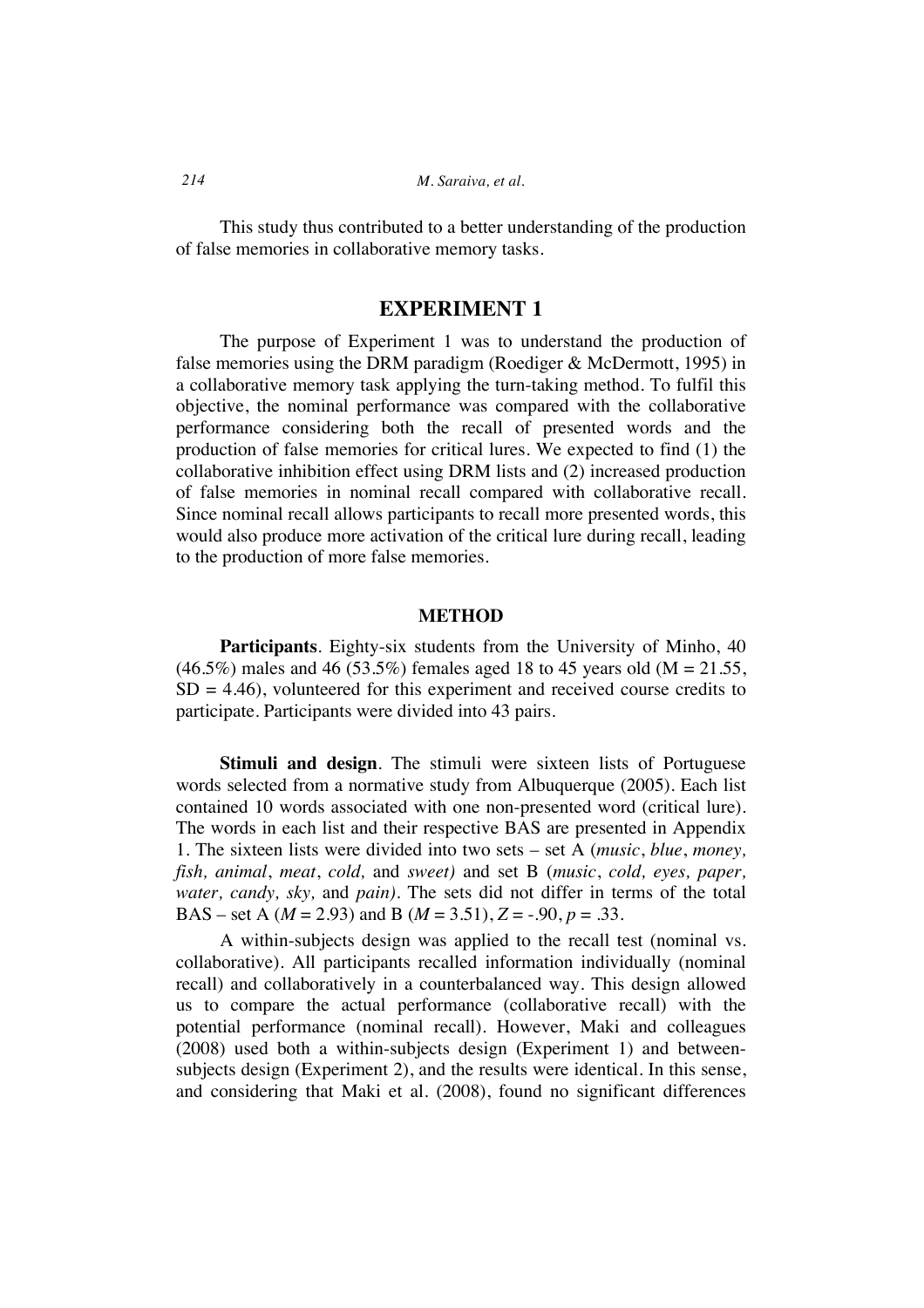This study thus contributed to a better understanding of the production of false memories in collaborative memory tasks.

## EXPERIMENT 1

The purpose of Experiment 1 was to understand the production of false memories using the DRM paradigm (Roediger & McDermott, 1995) in a collaborative memory task applying the turn-taking method. To fulfil this objective, the nominal performance was compared with the collaborative performance considering both the recall of presented words and the production of false memories for critical lures. We expected to find (1) the collaborative inhibition effect using DRM lists and (2) increased production of false memories in nominal recall compared with collaborative recall. Since nominal recall allows participants to recall more presented words, this would also produce more activation of the critical lure during recall, leading to the production of more false memories.

### METHOD

**Participants**. Eighty-six students from the University of Minho, 40 (46.5%) males and 46 (53.5%) females aged 18 to 45 years old (M = 21.55, SD = 4.46), volunteered for this experiment and received course credits to participate. Participants were divided into 43 pairs.

**Stimuli and design**. The stimuli were sixteen lists of Portuguese words selected from a normative study from Albuquerque (2005). Each list contained 10 words associated with one non-presented word (critical lure). The words in each list and their respective BAS are presented in Appendix 1. The sixteen lists were divided into two sets – set A (*music*, *blue*, *money, fish, animal*, *meat*, *cold,* and *sweet)* and set B (*music*, *cold, eyes, paper, water, candy, sky,* and *pain)*. The sets did not differ in terms of the total BAS – set A ($M = 2.93$) and B ($M = 3.51$), $Z = -.90$, $p = .33$.

A within-subjects design was applied to the recall test (nominal vs. collaborative). All participants recalled information individually (nominal recall) and collaboratively in a counterbalanced way. This design allowed us to compare the actual performance (collaborative recall) with the potential performance (nominal recall). However, Maki and colleagues (2008) used both a within-subjects design (Experiment 1) and between-subjects design (Experiment 2), and the results were identical. In this sense, and considering that Maki et al. (2008), found no significant differences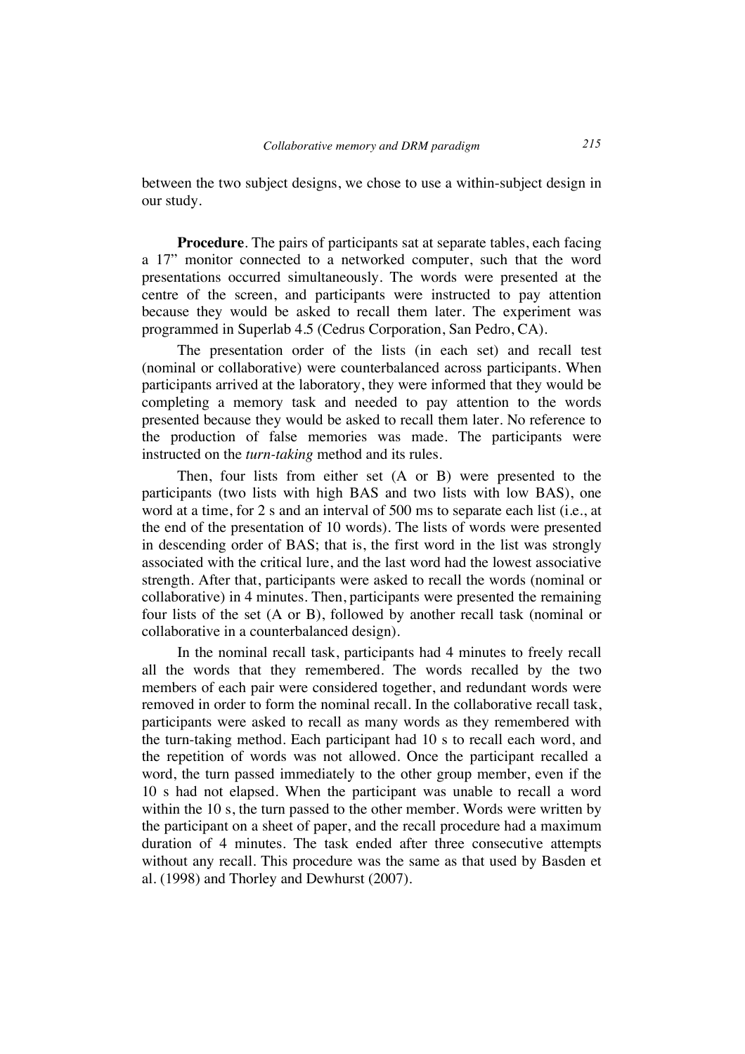between the two subject designs, we chose to use a within-subject design in our study.

**Procedure**. The pairs of participants sat at separate tables, each facing a 17" monitor connected to a networked computer, such that the word presentations occurred simultaneously. The words were presented at the centre of the screen, and participants were instructed to pay attention because they would be asked to recall them later. The experiment was programmed in Superlab 4.5 (Cedrus Corporation, San Pedro, CA).

The presentation order of the lists (in each set) and recall test (nominal or collaborative) were counterbalanced across participants. When participants arrived at the laboratory, they were informed that they would be completing a memory task and needed to pay attention to the words presented because they would be asked to recall them later. No reference to the production of false memories was made. The participants were instructed on the *turn-taking* method and its rules.

Then, four lists from either set (A or B) were presented to the participants (two lists with high BAS and two lists with low BAS), one word at a time, for 2 s and an interval of 500 ms to separate each list (i.e., at the end of the presentation of 10 words). The lists of words were presented in descending order of BAS; that is, the first word in the list was strongly associated with the critical lure, and the last word had the lowest associative strength. After that, participants were asked to recall the words (nominal or collaborative) in 4 minutes. Then, participants were presented the remaining four lists of the set (A or B), followed by another recall task (nominal or collaborative in a counterbalanced design).

In the nominal recall task, participants had 4 minutes to freely recall all the words that they remembered. The words recalled by the two members of each pair were considered together, and redundant words were removed in order to form the nominal recall. In the collaborative recall task, participants were asked to recall as many words as they remembered with the turn-taking method. Each participant had 10 s to recall each word, and the repetition of words was not allowed. Once the participant recalled a word, the turn passed immediately to the other group member, even if the 10 s had not elapsed. When the participant was unable to recall a word within the 10 s, the turn passed to the other member. Words were written by the participant on a sheet of paper, and the recall procedure had a maximum duration of 4 minutes. The task ended after three consecutive attempts without any recall. This procedure was the same as that used by Basden et al. (1998) and Thorley and Dewhurst (2007).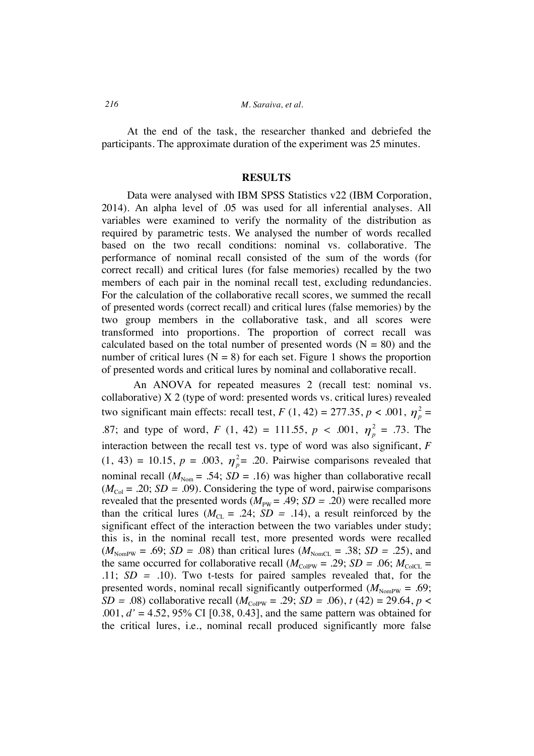At the end of the task, the researcher thanked and debriefed the participants. The approximate duration of the experiment was 25 minutes.

## RESULTS

Data were analysed with IBM SPSS Statistics v22 (IBM Corporation, 2014). An alpha level of .05 was used for all inferential analyses. All variables were examined to verify the normality of the distribution as required by parametric tests. We analysed the number of words recalled based on the two recall conditions: nominal vs. collaborative. The performance of nominal recall consisted of the sum of the words (for correct recall) and critical lures (for false memories) recalled by the two members of each pair in the nominal recall test, excluding redundancies. For the calculation of the collaborative recall scores, we summed the recall of presented words (correct recall) and critical lures (false memories) by the two group members in the collaborative task, and all scores were transformed into proportions. The proportion of correct recall was calculated based on the total number of presented words (N = 80) and the number of critical lures (N = 8) for each set. Figure 1 shows the proportion of presented words and critical lures by nominal and collaborative recall.

An ANOVA for repeated measures 2 (recall test: nominal vs. collaborative) X 2 (type of word: presented words vs. critical lures) revealed two significant main effects: recall test, $F$ (1, 42) = 277.35, $p$ < .001, $\eta_p^2$ = .87; and type of word, $F$ (1, 42) = 111.55, $p$ < .001, $\eta_p^2$ = .73. The interaction between the recall test vs. type of word was also significant, $F$ (1, 43) = 10.15, $p$ = .003, $\eta_p^2$= .20. Pairwise comparisons revealed that nominal recall ($M_{\text{Nom}}$ = .54; $SD$ = .16) was higher than collaborative recall ($M_{\text{Col}}$ = .20; $SD$ = .09). Considering the type of word, pairwise comparisons revealed that the presented words ($M_{\text{PW}}$ = .49; $SD$ = .20) were recalled more than the critical lures ($M_{\text{CL}}$ = .24; $SD$ = .14), a result reinforced by the significant effect of the interaction between the two variables under study; this is, in the nominal recall test, more presented words were recalled ($M_{\text{NomPW}}$ = .69; $SD$ = .08) than critical lures ($M_{\text{NomCL}}$ = .38; $SD$ = .25), and the same occurred for collaborative recall ($M_{\text{ColPW}}$ = .29; $SD$ = .06; $M_{\text{ColCL}}$ = .11; $SD$ = .10). Two t-tests for paired samples revealed that, for the presented words, nominal recall significantly outperformed ($M_{\text{NomPW}}$ = .69; $SD$ = .08) collaborative recall ($M_{\text{ColPW}}$ = .29; $SD$ = .06), $t$ (42) = 29.64, $p$ < .001, $d'$ = 4.52, 95% CI [0.38, 0.43], and the same pattern was obtained for the critical lures, i.e., nominal recall produced significantly more false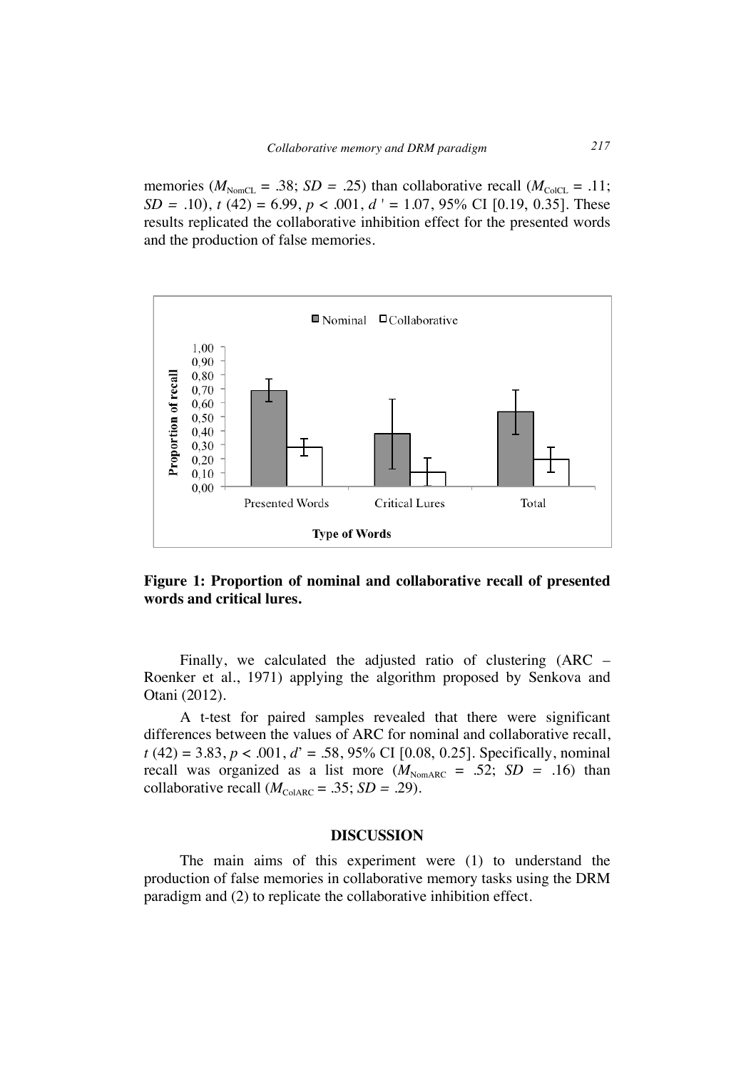memories ($M_{NomCL}$ = .38; $SD$ = .25) than collaborative recall ($M_{ColCL}$ = .11; $SD$ = .10), $t$ (42) = 6.99, $p$ < .001, $d$ ' = 1.07, 95% CI [0.19, 0.35]. These results replicated the collaborative inhibition effect for the presented words and the production of false memories.

**Figure 1: Proportion of nominal and collaborative recall of presented words and critical lures.**

Finally, we calculated the adjusted ratio of clustering (ARC – Roenker et al., 1971) applying the algorithm proposed by Senkova and Otani (2012).

A t-test for paired samples revealed that there were significant differences between the values of ARC for nominal and collaborative recall, $t$ (42) = 3.83, $p$ < .001, $d$' = .58, 95% CI [0.08, 0.25]. Specifically, nominal recall was organized as a list more ($M_{NomARC}$ = .52; $SD$ = .16) than collaborative recall ($M_{ColARC}$ = .35; $SD$ = .29).

## DISCUSSION

The main aims of this experiment were (1) to understand the production of false memories in collaborative memory tasks using the DRM paradigm and (2) to replicate the collaborative inhibition effect.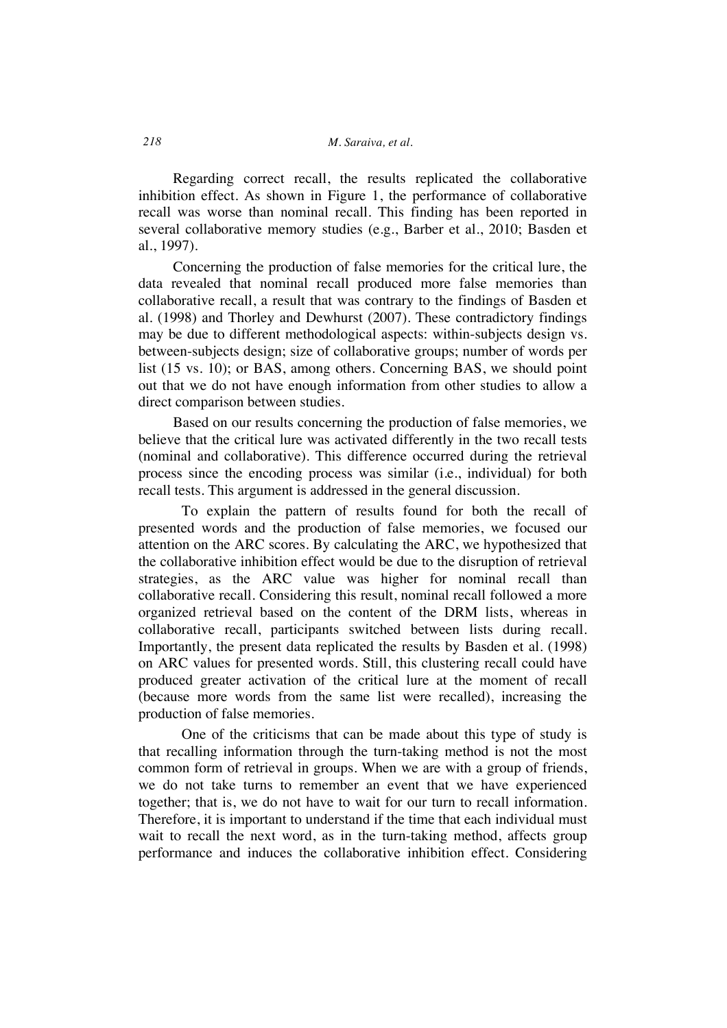Regarding correct recall, the results replicated the collaborative inhibition effect. As shown in Figure 1, the performance of collaborative recall was worse than nominal recall. This finding has been reported in several collaborative memory studies (e.g., Barber et al., 2010; Basden et al., 1997).

Concerning the production of false memories for the critical lure, the data revealed that nominal recall produced more false memories than collaborative recall, a result that was contrary to the findings of Basden et al. (1998) and Thorley and Dewhurst (2007). These contradictory findings may be due to different methodological aspects: within-subjects design vs. between-subjects design; size of collaborative groups; number of words per list (15 vs. 10); or BAS, among others. Concerning BAS, we should point out that we do not have enough information from other studies to allow a direct comparison between studies.

Based on our results concerning the production of false memories, we believe that the critical lure was activated differently in the two recall tests (nominal and collaborative). This difference occurred during the retrieval process since the encoding process was similar (i.e., individual) for both recall tests. This argument is addressed in the general discussion.

To explain the pattern of results found for both the recall of presented words and the production of false memories, we focused our attention on the ARC scores. By calculating the ARC, we hypothesized that the collaborative inhibition effect would be due to the disruption of retrieval strategies, as the ARC value was higher for nominal recall than collaborative recall. Considering this result, nominal recall followed a more organized retrieval based on the content of the DRM lists, whereas in collaborative recall, participants switched between lists during recall. Importantly, the present data replicated the results by Basden et al. (1998) on ARC values for presented words. Still, this clustering recall could have produced greater activation of the critical lure at the moment of recall (because more words from the same list were recalled), increasing the production of false memories.

One of the criticisms that can be made about this type of study is that recalling information through the turn-taking method is not the most common form of retrieval in groups. When we are with a group of friends, we do not take turns to remember an event that we have experienced together; that is, we do not have to wait for our turn to recall information. Therefore, it is important to understand if the time that each individual must wait to recall the next word, as in the turn-taking method, affects group performance and induces the collaborative inhibition effect. Considering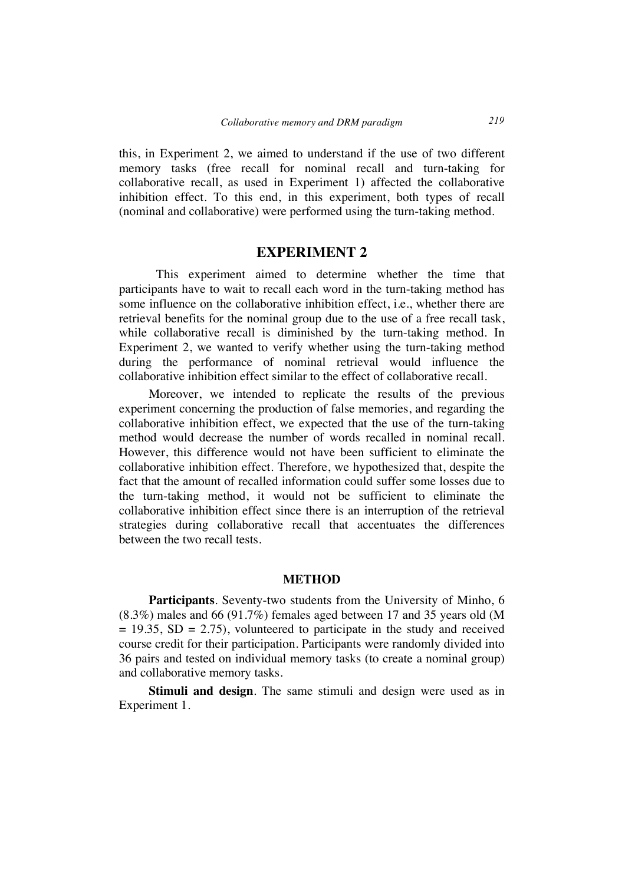this, in Experiment 2, we aimed to understand if the use of two different memory tasks (free recall for nominal recall and turn-taking for collaborative recall, as used in Experiment 1) affected the collaborative inhibition effect. To this end, in this experiment, both types of recall (nominal and collaborative) were performed using the turn-taking method.

## EXPERIMENT 2

This experiment aimed to determine whether the time that participants have to wait to recall each word in the turn-taking method has some influence on the collaborative inhibition effect, i.e., whether there are retrieval benefits for the nominal group due to the use of a free recall task, while collaborative recall is diminished by the turn-taking method. In Experiment 2, we wanted to verify whether using the turn-taking method during the performance of nominal retrieval would influence the collaborative inhibition effect similar to the effect of collaborative recall.

Moreover, we intended to replicate the results of the previous experiment concerning the production of false memories, and regarding the collaborative inhibition effect, we expected that the use of the turn-taking method would decrease the number of words recalled in nominal recall. However, this difference would not have been sufficient to eliminate the collaborative inhibition effect. Therefore, we hypothesized that, despite the fact that the amount of recalled information could suffer some losses due to the turn-taking method, it would not be sufficient to eliminate the collaborative inhibition effect since there is an interruption of the retrieval strategies during collaborative recall that accentuates the differences between the two recall tests.

### METHOD

**Participants**. Seventy-two students from the University of Minho, 6 (8.3%) males and 66 (91.7%) females aged between 17 and 35 years old ($M = 19.35$, $SD = 2.75$), volunteered to participate in the study and received course credit for their participation. Participants were randomly divided into 36 pairs and tested on individual memory tasks (to create a nominal group) and collaborative memory tasks.

**Stimuli and design**. The same stimuli and design were used as in Experiment 1.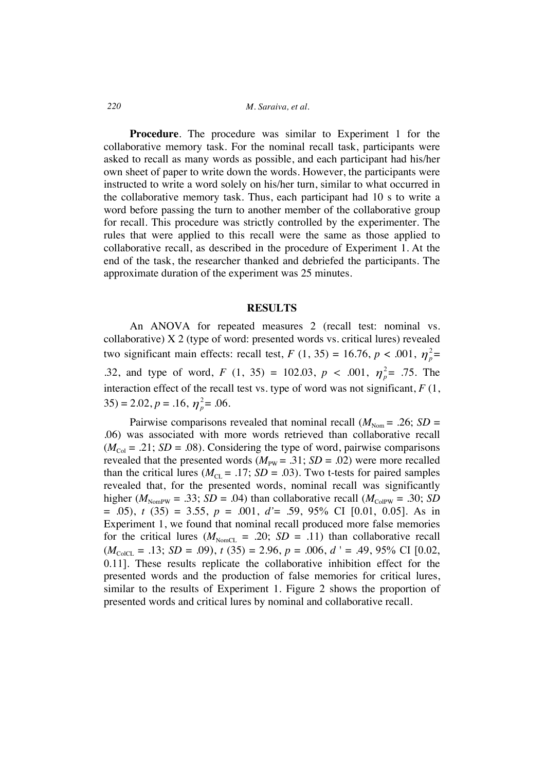**Procedure**. The procedure was similar to Experiment 1 for the collaborative memory task. For the nominal recall task, participants were asked to recall as many words as possible, and each participant had his/her own sheet of paper to write down the words. However, the participants were instructed to write a word solely on his/her turn, similar to what occurred in the collaborative memory task. Thus, each participant had 10 s to write a word before passing the turn to another member of the collaborative group for recall. This procedure was strictly controlled by the experimenter. The rules that were applied to this recall were the same as those applied to collaborative recall, as described in the procedure of Experiment 1. At the end of the task, the researcher thanked and debriefed the participants. The approximate duration of the experiment was 25 minutes.

## RESULTS

An ANOVA for repeated measures 2 (recall test: nominal vs. collaborative) X 2 (type of word: presented words vs. critical lures) revealed two significant main effects: recall test, $F$ (1, 35) = 16.76, $p$ < .001, $\eta_p^2$= .32, and type of word, $F$ (1, 35) = 102.03, $p$ < .001, $\eta_p^2$= .75. The interaction effect of the recall test vs. type of word was not significant, $F$ (1, 35) = 2.02, $p$ = .16, $\eta_p^2$= .06.

Pairwise comparisons revealed that nominal recall ($M_{\text{Nom}}$ = .26; $SD$ = .06) was associated with more words retrieved than collaborative recall ($M_{\text{Col}}$ = .21; $SD$ = .08). Considering the type of word, pairwise comparisons revealed that the presented words ($M_{\text{PW}}$ = .31; $SD$ = .02) were more recalled than the critical lures ($M_{\text{CL}}$ = .17; $SD$ = .03). Two t-tests for paired samples revealed that, for the presented words, nominal recall was significantly higher ($M_{\text{NomPW}}$ = .33; $SD$ = .04) than collaborative recall ($M_{\text{ColPW}}$ = .30; $SD$ = .05), $t$ (35) = 3.55, $p$ = .001, $d'$= .59, 95% CI [0.01, 0.05]. As in Experiment 1, we found that nominal recall produced more false memories for the critical lures ($M_{\text{NomCL}}$ = .20; $SD$ = .11) than collaborative recall ($M_{\text{ColCL}}$ = .13; $SD$ = .09), $t$ (35) = 2.96, $p$ = .006, $d'$ = .49, 95% CI [0.02, 0.11]. These results replicate the collaborative inhibition effect for the presented words and the production of false memories for critical lures, similar to the results of Experiment 1. Figure 2 shows the proportion of presented words and critical lures by nominal and collaborative recall.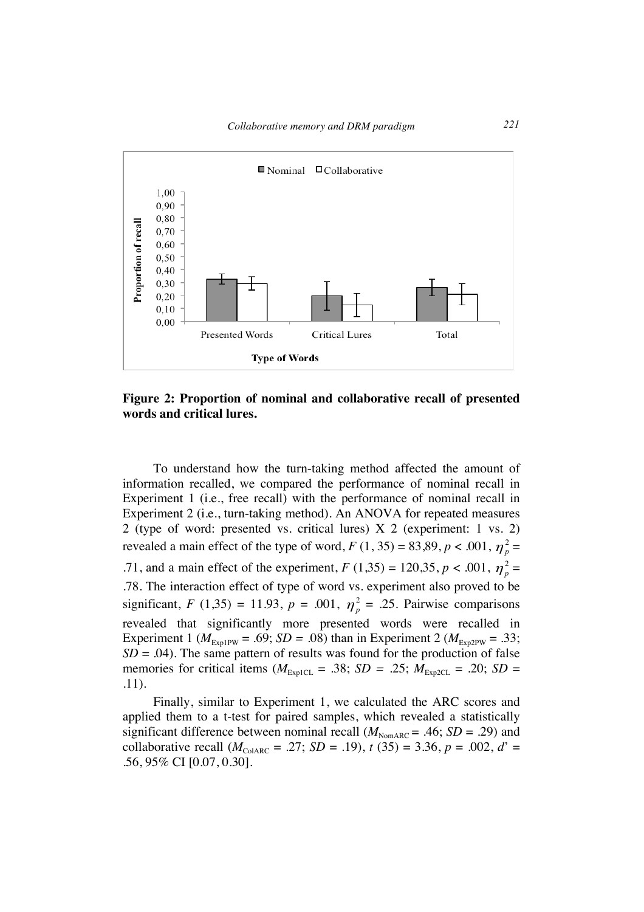**Figure 2: Proportion of nominal and collaborative recall of presented words and critical lures.**

To understand how the turn-taking method affected the amount of information recalled, we compared the performance of nominal recall in Experiment 1 (i.e., free recall) with the performance of nominal recall in Experiment 2 (i.e., turn-taking method). An ANOVA for repeated measures 2 (type of word: presented vs. critical lures) X 2 (experiment: 1 vs. 2) revealed a main effect of the type of word, $F$ (1, 35) = 83,89, $p < .001$, $\eta_p^2 = .71$, and a main effect of the experiment, $F$ (1,35) = 120,35, $p < .001$, $\eta_p^2 = .78$. The interaction effect of type of word vs. experiment also proved to be significant, $F$ (1,35) = 11.93, $p = .001$, $\eta_p^2 = .25$. Pairwise comparisons revealed that significantly more presented words were recalled in Experiment 1 ($M_{\text{Exp1PW}} = .69$; $SD = .08$) than in Experiment 2 ($M_{\text{Exp2PW}} = .33$; $SD = .04$). The same pattern of results was found for the production of false memories for critical items ($M_{\text{Exp1CL}} = .38$; $SD = .25$; $M_{\text{Exp2CL}} = .20$; $SD = .11$).

Finally, similar to Experiment 1, we calculated the ARC scores and applied them to a t-test for paired samples, which revealed a statistically significant difference between nominal recall ($M_{\text{NomARC}} = .46$; $SD = .29$) and collaborative recall ($M_{\text{ColARC}} = .27$; $SD = .19$), $t$ (35) = 3.36, $p = .002$, $d'$ = .56, 95% CI [0.07, 0.30].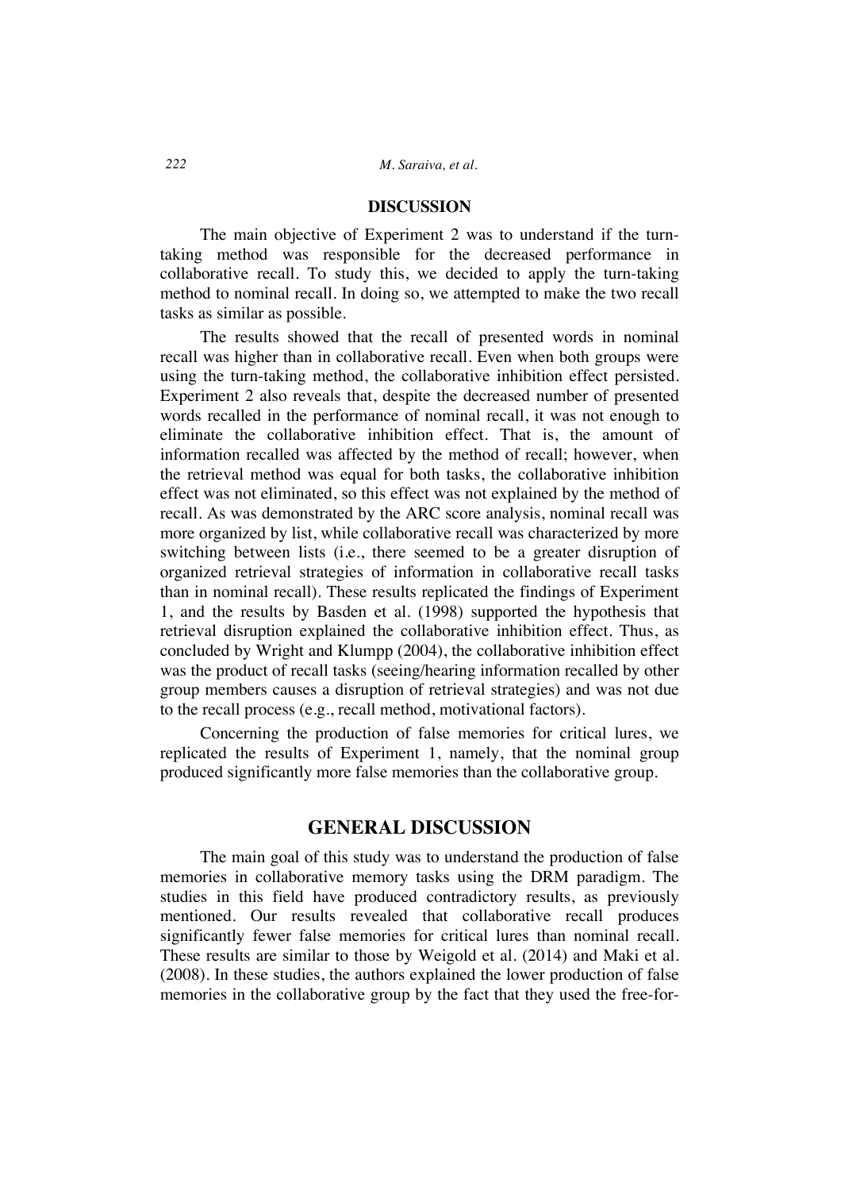## DISCUSSION

The main objective of Experiment 2 was to understand if the turn-taking method was responsible for the decreased performance in collaborative recall. To study this, we decided to apply the turn-taking method to nominal recall. In doing so, we attempted to make the two recall tasks as similar as possible.

The results showed that the recall of presented words in nominal recall was higher than in collaborative recall. Even when both groups were using the turn-taking method, the collaborative inhibition effect persisted. Experiment 2 also reveals that, despite the decreased number of presented words recalled in the performance of nominal recall, it was not enough to eliminate the collaborative inhibition effect. That is, the amount of information recalled was affected by the method of recall; however, when the retrieval method was equal for both tasks, the collaborative inhibition effect was not eliminated, so this effect was not explained by the method of recall. As was demonstrated by the ARC score analysis, nominal recall was more organized by list, while collaborative recall was characterized by more switching between lists (i.e., there seemed to be a greater disruption of organized retrieval strategies of information in collaborative recall tasks than in nominal recall). These results replicated the findings of Experiment 1, and the results by Basden et al. (1998) supported the hypothesis that retrieval disruption explained the collaborative inhibition effect. Thus, as concluded by Wright and Klumpp (2004), the collaborative inhibition effect was the product of recall tasks (seeing/hearing information recalled by other group members causes a disruption of retrieval strategies) and was not due to the recall process (e.g., recall method, motivational factors).

Concerning the production of false memories for critical lures, we replicated the results of Experiment 1, namely, that the nominal group produced significantly more false memories than the collaborative group.

## GENERAL DISCUSSION

The main goal of this study was to understand the production of false memories in collaborative memory tasks using the DRM paradigm. The studies in this field have produced contradictory results, as previously mentioned. Our results revealed that collaborative recall produces significantly fewer false memories for critical lures than nominal recall. These results are similar to those by Weigold et al. (2014) and Maki et al. (2008). In these studies, the authors explained the lower production of false memories in the collaborative group by the fact that they used the free-for-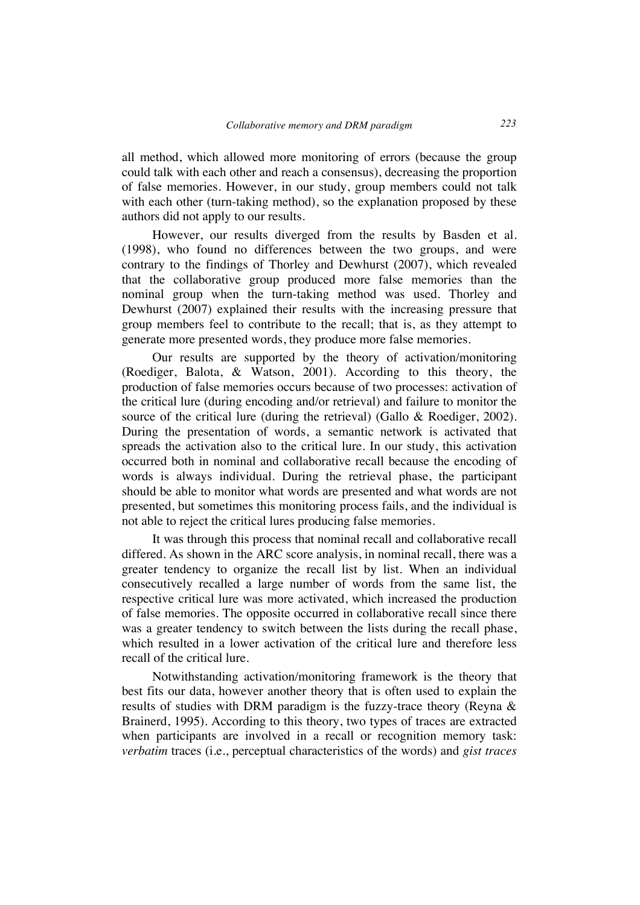all method, which allowed more monitoring of errors (because the group could talk with each other and reach a consensus), decreasing the proportion of false memories. However, in our study, group members could not talk with each other (turn-taking method), so the explanation proposed by these authors did not apply to our results.

However, our results diverged from the results by Basden et al. (1998), who found no differences between the two groups, and were contrary to the findings of Thorley and Dewhurst (2007), which revealed that the collaborative group produced more false memories than the nominal group when the turn-taking method was used. Thorley and Dewhurst (2007) explained their results with the increasing pressure that group members feel to contribute to the recall; that is, as they attempt to generate more presented words, they produce more false memories.

Our results are supported by the theory of activation/monitoring (Roediger, Balota, & Watson, 2001). According to this theory, the production of false memories occurs because of two processes: activation of the critical lure (during encoding and/or retrieval) and failure to monitor the source of the critical lure (during the retrieval) (Gallo & Roediger, 2002). During the presentation of words, a semantic network is activated that spreads the activation also to the critical lure. In our study, this activation occurred both in nominal and collaborative recall because the encoding of words is always individual. During the retrieval phase, the participant should be able to monitor what words are presented and what words are not presented, but sometimes this monitoring process fails, and the individual is not able to reject the critical lures producing false memories.

It was through this process that nominal recall and collaborative recall differed. As shown in the ARC score analysis, in nominal recall, there was a greater tendency to organize the recall list by list. When an individual consecutively recalled a large number of words from the same list, the respective critical lure was more activated, which increased the production of false memories. The opposite occurred in collaborative recall since there was a greater tendency to switch between the lists during the recall phase, which resulted in a lower activation of the critical lure and therefore less recall of the critical lure.

Notwithstanding activation/monitoring framework is the theory that best fits our data, however another theory that is often used to explain the results of studies with DRM paradigm is the fuzzy-trace theory (Reyna & Brainerd, 1995). According to this theory, two types of traces are extracted when participants are involved in a recall or recognition memory task: *verbatim* traces (i.e., perceptual characteristics of the words) and *gist traces*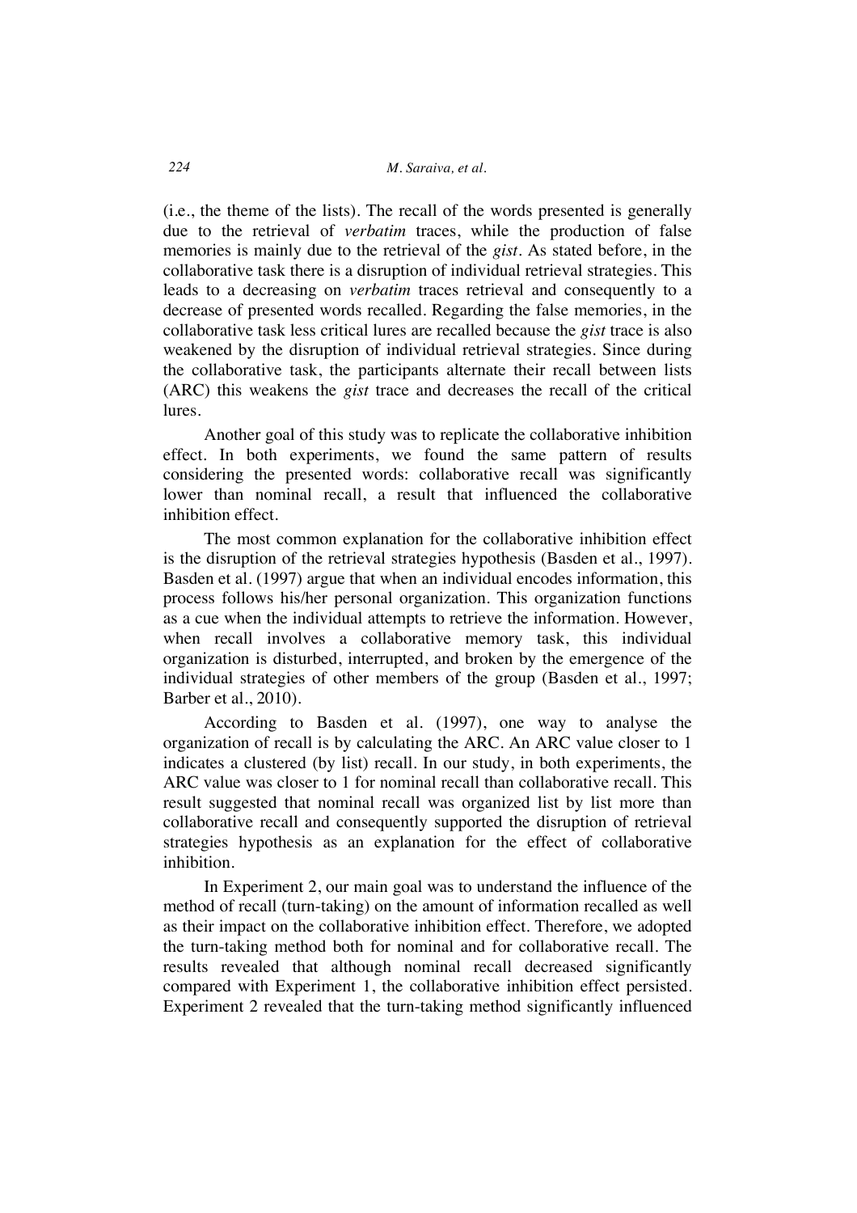(i.e., the theme of the lists). The recall of the words presented is generally due to the retrieval of *verbatim* traces, while the production of false memories is mainly due to the retrieval of the *gist*. As stated before, in the collaborative task there is a disruption of individual retrieval strategies. This leads to a decreasing on *verbatim* traces retrieval and consequently to a decrease of presented words recalled. Regarding the false memories, in the collaborative task less critical lures are recalled because the *gist* trace is also weakened by the disruption of individual retrieval strategies. Since during the collaborative task, the participants alternate their recall between lists (ARC) this weakens the *gist* trace and decreases the recall of the critical lures.

Another goal of this study was to replicate the collaborative inhibition effect. In both experiments, we found the same pattern of results considering the presented words: collaborative recall was significantly lower than nominal recall, a result that influenced the collaborative inhibition effect.

The most common explanation for the collaborative inhibition effect is the disruption of the retrieval strategies hypothesis (Basden et al., 1997). Basden et al. (1997) argue that when an individual encodes information, this process follows his/her personal organization. This organization functions as a cue when the individual attempts to retrieve the information. However, when recall involves a collaborative memory task, this individual organization is disturbed, interrupted, and broken by the emergence of the individual strategies of other members of the group (Basden et al., 1997; Barber et al., 2010).

According to Basden et al. (1997), one way to analyse the organization of recall is by calculating the ARC. An ARC value closer to 1 indicates a clustered (by list) recall. In our study, in both experiments, the ARC value was closer to 1 for nominal recall than collaborative recall. This result suggested that nominal recall was organized list by list more than collaborative recall and consequently supported the disruption of retrieval strategies hypothesis as an explanation for the effect of collaborative inhibition.

In Experiment 2, our main goal was to understand the influence of the method of recall (turn-taking) on the amount of information recalled as well as their impact on the collaborative inhibition effect. Therefore, we adopted the turn-taking method both for nominal and for collaborative recall. The results revealed that although nominal recall decreased significantly compared with Experiment 1, the collaborative inhibition effect persisted. Experiment 2 revealed that the turn-taking method significantly influenced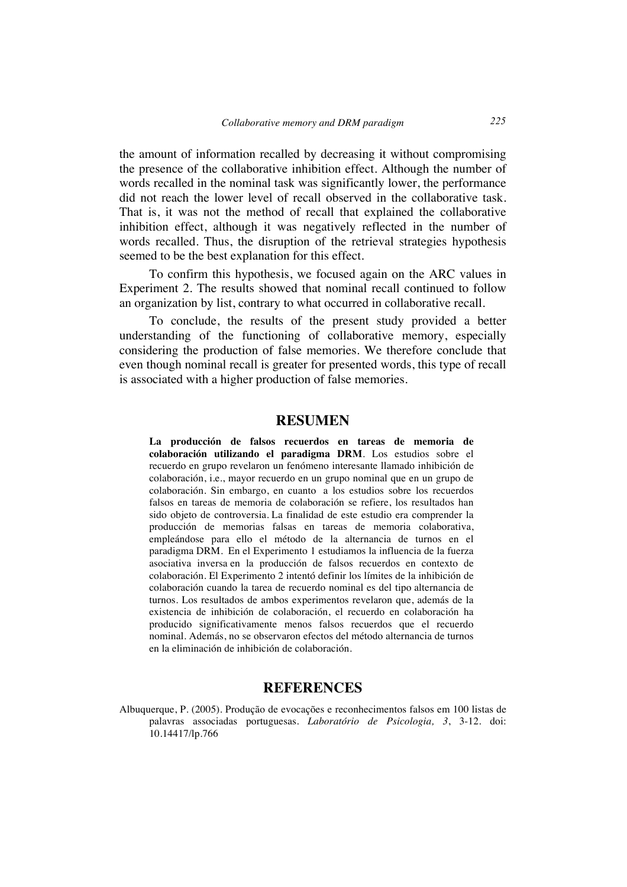the amount of information recalled by decreasing it without compromising the presence of the collaborative inhibition effect. Although the number of words recalled in the nominal task was significantly lower, the performance did not reach the lower level of recall observed in the collaborative task. That is, it was not the method of recall that explained the collaborative inhibition effect, although it was negatively reflected in the number of words recalled. Thus, the disruption of the retrieval strategies hypothesis seemed to be the best explanation for this effect.

To confirm this hypothesis, we focused again on the ARC values in Experiment 2. The results showed that nominal recall continued to follow an organization by list, contrary to what occurred in collaborative recall.

To conclude, the results of the present study provided a better understanding of the functioning of collaborative memory, especially considering the production of false memories. We therefore conclude that even though nominal recall is greater for presented words, this type of recall is associated with a higher production of false memories.

## RESUMEN

**La producción de falsos recuerdos en tareas de memoria de colaboración utilizando el paradigma DRM**. Los estudios sobre el recuerdo en grupo revelaron un fenómeno interesante llamado inhibición de colaboración, i.e., mayor recuerdo en un grupo nominal que en un grupo de colaboración. Sin embargo, en cuanto a los estudios sobre los recuerdos falsos en tareas de memoria de colaboración se refiere, los resultados han sido objeto de controversia. La finalidad de este estudio era comprender la producción de memorias falsas en tareas de memoria colaborativa, empleándose para ello el método de la alternancia de turnos en el paradigma DRM. En el Experimento 1 estudiamos la influencia de la fuerza asociativa inversa en la producción de falsos recuerdos en contexto de colaboración. El Experimento 2 intentó definir los límites de la inhibición de colaboración cuando la tarea de recuerdo nominal es del tipo alternancia de turnos. Los resultados de ambos experimentos revelaron que, además de la existencia de inhibición de colaboración, el recuerdo en colaboración ha producido significativamente menos falsos recuerdos que el recuerdo nominal. Además, no se observaron efectos del método alternancia de turnos en la eliminación de inhibición de colaboración.

## REFERENCES

Albuquerque, P. (2005). Produção de evocações e reconhecimentos falsos em 100 listas de palavras associadas portuguesas. *Laboratório de Psicologia, 3*, 3-12. doi: 10.14417/lp.766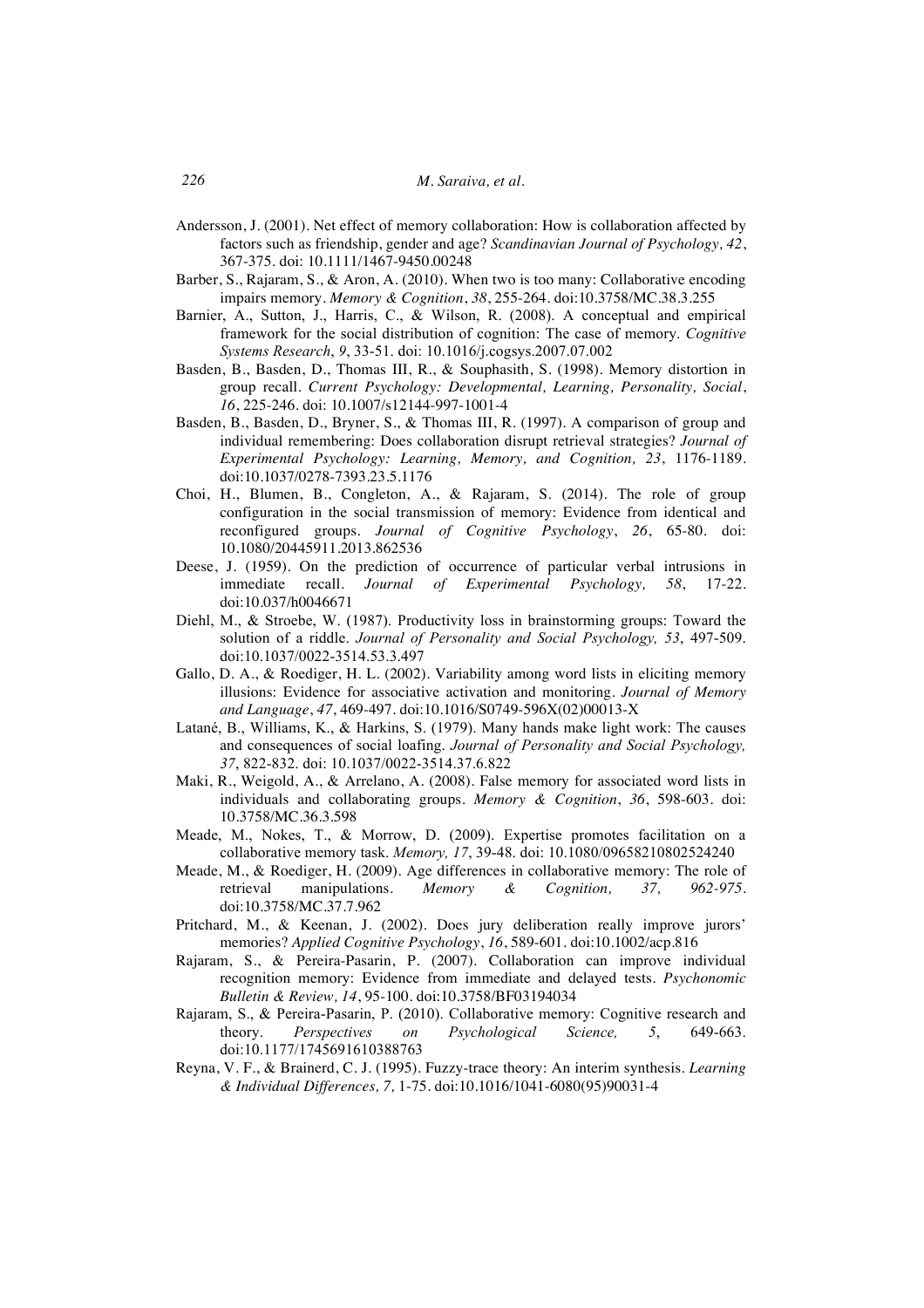Andersson, J. (2001). Net effect of memory collaboration: How is collaboration affected by factors such as friendship, gender and age? *Scandinavian Journal of Psychology, 42*, 367-375. doi: 10.1111/1467-9450.00248

Barber, S., Rajaram, S., & Aron, A. (2010). When two is too many: Collaborative encoding impairs memory. *Memory & Cognition*, *38*, 255-264. doi:10.3758/MC.38.3.255

Barnier, A., Sutton, J., Harris, C., & Wilson, R. (2008). A conceptual and empirical framework for the social distribution of cognition: The case of memory. *Cognitive Systems Research*, *9*, 33-51. doi: 10.1016/j.cogsys.2007.07.002

Basden, B., Basden, D., Thomas III, R., & Souphasith, S. (1998). Memory distortion in group recall. *Current Psychology: Developmental, Learning, Personality, Social*, *16*, 225-246. doi: 10.1007/s12144-997-1001-4

Basden, B., Basden, D., Bryner, S., & Thomas III, R. (1997). A comparison of group and individual remembering: Does collaboration disrupt retrieval strategies? *Journal of Experimental Psychology: Learning, Memory, and Cognition, 23*, 1176-1189. doi:10.1037/0278-7393.23.5.1176

Choi, H., Blumen, B., Congleton, A., & Rajaram, S. (2014). The role of group configuration in the social transmission of memory: Evidence from identical and reconfigured groups. *Journal of Cognitive Psychology*, *26*, 65-80. doi: 10.1080/20445911.2013.862536

Deese, J. (1959). On the prediction of occurrence of particular verbal intrusions in immediate recall. *Journal of Experimental Psychology, 58*, 17-22. doi:10.037/h0046671

Diehl, M., & Stroebe, W. (1987). Productivity loss in brainstorming groups: Toward the solution of a riddle. *Journal of Personality and Social Psychology, 53*, 497-509. doi:10.1037/0022-3514.53.3.497

Gallo, D. A., & Roediger, H. L. (2002). Variability among word lists in eliciting memory illusions: Evidence for associative activation and monitoring. *Journal of Memory and Language*, *47*, 469-497. doi:10.1016/S0749-596X(02)00013-X

Latané, B., Williams, K., & Harkins, S. (1979). Many hands make light work: The causes and consequences of social loafing. *Journal of Personality and Social Psychology, 37*, 822-832. doi: 10.1037/0022-3514.37.6.822

Maki, R., Weigold, A., & Arrelano, A. (2008). False memory for associated word lists in individuals and collaborating groups. *Memory & Cognition*, *36*, 598-603. doi: 10.3758/MC.36.3.598

Meade, M., Nokes, T., & Morrow, D. (2009). Expertise promotes facilitation on a collaborative memory task. *Memory, 17*, 39-48. doi: 10.1080/09658210802524240

Meade, M., & Roediger, H. (2009). Age differences in collaborative memory: The role of retrieval manipulations. *Memory & Cognition, 37, 962-975*. doi:10.3758/MC.37.7.962

Pritchard, M., & Keenan, J. (2002). Does jury deliberation really improve jurors' memories? *Applied Cognitive Psychology*, *16*, 589-601. doi:10.1002/acp.816

Rajaram, S., & Pereira-Pasarin, P. (2007). Collaboration can improve individual recognition memory: Evidence from immediate and delayed tests. *Psychonomic Bulletin & Review, 14*, 95-100. doi:10.3758/BF03194034

Rajaram, S., & Pereira-Pasarin, P. (2010). Collaborative memory: Cognitive research and theory. *Perspectives on Psychological Science, 5*, 649-663. doi:10.1177/1745691610388763

Reyna, V. F., & Brainerd, C. J. (1995). Fuzzy-trace theory: An interim synthesis. *Learning & Individual Differences, 7,* 1-75. doi:10.1016/1041-6080(95)90031-4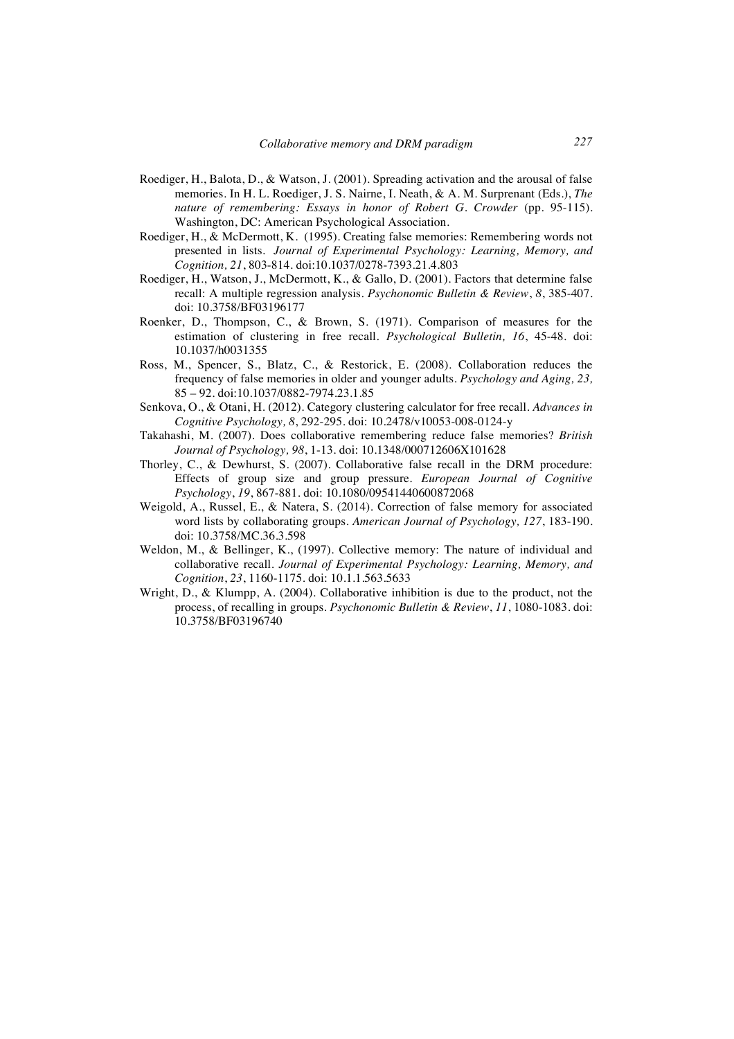Roediger, H., Balota, D., & Watson, J. (2001). Spreading activation and the arousal of false memories. In H. L. Roediger, J. S. Nairne, I. Neath, & A. M. Surprenant (Eds.), *The nature of remembering: Essays in honor of Robert G. Crowder* (pp. 95-115). Washington, DC: American Psychological Association.

Roediger, H., & McDermott, K. (1995). Creating false memories: Remembering words not presented in lists. *Journal of Experimental Psychology: Learning, Memory, and Cognition, 21*, 803-814. doi:10.1037/0278-7393.21.4.803

Roediger, H., Watson, J., McDermott, K., & Gallo, D. (2001). Factors that determine false recall: A multiple regression analysis. *Psychonomic Bulletin & Review*, *8*, 385-407. doi: 10.3758/BF03196177

Roenker, D., Thompson, C., & Brown, S. (1971). Comparison of measures for the estimation of clustering in free recall. *Psychological Bulletin, 16*, 45-48. doi: 10.1037/h0031355

Ross, M., Spencer, S., Blatz, C., & Restorick, E. (2008). Collaboration reduces the frequency of false memories in older and younger adults. *Psychology and Aging, 23,* 85 – 92. doi:10.1037/0882-7974.23.1.85

Senkova, O., & Otani, H. (2012). Category clustering calculator for free recall. *Advances in Cognitive Psychology, 8*, 292-295. doi: 10.2478/v10053-008-0124-y

Takahashi, M. (2007). Does collaborative remembering reduce false memories? *British Journal of Psychology, 98*, 1-13. doi: 10.1348/000712606X101628

Thorley, C., & Dewhurst, S. (2007). Collaborative false recall in the DRM procedure: Effects of group size and group pressure. *European Journal of Cognitive Psychology*, *19*, 867-881. doi: 10.1080/09541440600872068

Weigold, A., Russel, E., & Natera, S. (2014). Correction of false memory for associated word lists by collaborating groups. *American Journal of Psychology, 127*, 183-190. doi: 10.3758/MC.36.3.598

Weldon, M., & Bellinger, K., (1997). Collective memory: The nature of individual and collaborative recall. *Journal of Experimental Psychology: Learning, Memory, and Cognition*, *23*, 1160-1175. doi: 10.1.1.563.5633

Wright, D., & Klumpp, A. (2004). Collaborative inhibition is due to the product, not the process, of recalling in groups. *Psychonomic Bulletin & Review*, *11*, 1080-1083. doi: 10.3758/BF03196740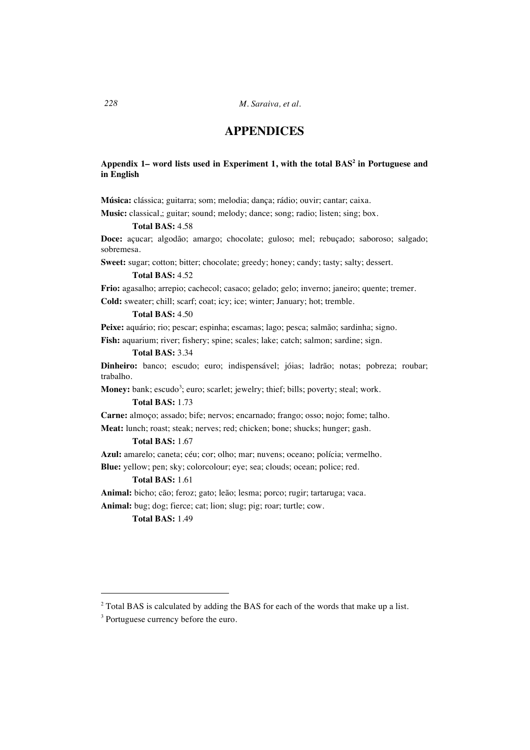# APPENDICES

**Appendix 1– word lists used in Experiment 1, with the total BAS[2] in Portuguese and in English**

**Música:** clássica; guitarra; som; melodia; dança; rádio; ouvir; cantar; caixa.

**Music:** classical,; guitar; sound; melody; dance; song; radio; listen; sing; box.

**Total BAS:** 4.58

**Doce:** açucar; algodão; amargo; chocolate; guloso; mel; rebuçado; saboroso; salgado; sobremesa.

**Sweet:** sugar; cotton; bitter; chocolate; greedy; honey; candy; tasty; salty; dessert.

**Total BAS:** 4.52

**Frio:** agasalho; arrepio; cachecol; casaco; gelado; gelo; inverno; janeiro; quente; tremer.

**Cold:** sweater; chill; scarf; coat; icy; ice; winter; January; hot; tremble.

**Total BAS:** 4.50

**Peixe:** aquário; rio; pescar; espinha; escamas; lago; pesca; salmão; sardinha; signo.

**Fish:** aquarium; river; fishery; spine; scales; lake; catch; salmon; sardine; sign.

**Total BAS:** 3.34

**Dinheiro:** banco; escudo; euro; indispensável; jóias; ladrão; notas; pobreza; roubar; trabalho.

**Money:** bank; escudo[3]; euro; scarlet; jewelry; thief; bills; poverty; steal; work.

**Total BAS:** 1.73

**Carne:** almoço; assado; bife; nervos; encarnado; frango; osso; nojo; fome; talho.

**Meat:** lunch; roast; steak; nerves; red; chicken; bone; shucks; hunger; gash.

**Total BAS:** 1.67

**Azul:** amarelo; caneta; céu; cor; olho; mar; nuvens; oceano; polícia; vermelho.

**Blue:** yellow; pen; sky; colorcolour; eye; sea; clouds; ocean; police; red.

**Total BAS:** 1.61

**Animal:** bicho; cão; feroz; gato; leão; lesma; porco; rugir; tartaruga; vaca.

**Animal:** bug; dog; fierce; cat; lion; slug; pig; roar; turtle; cow.

**Total BAS:** 1.49

---

[2] Total BAS is calculated by adding the BAS for each of the words that make up a list.

[3] Portuguese currency before the euro.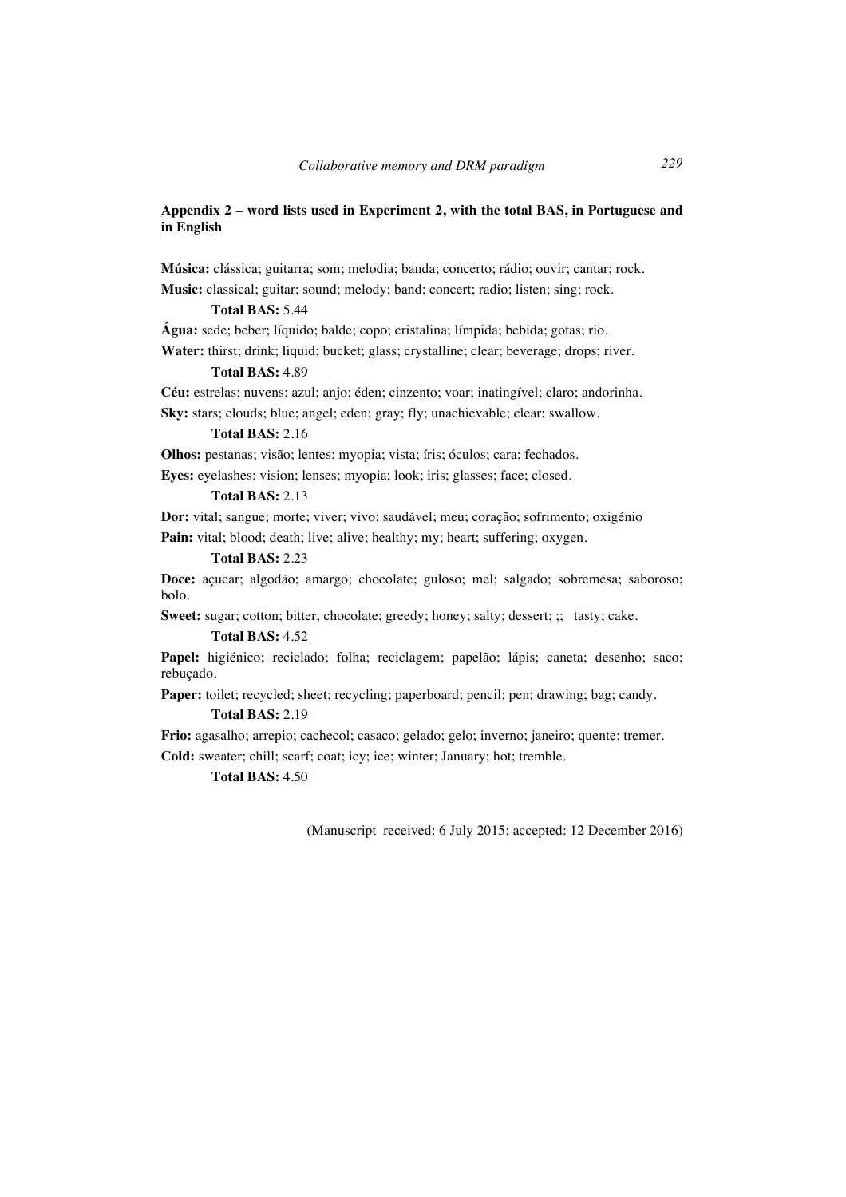**Appendix 2 – word lists used in Experiment 2, with the total BAS, in Portuguese and in English**

**Música:** clássica; guitarra; som; melodia; banda; concerto; rádio; ouvir; cantar; rock.

**Music:** classical; guitar; sound; melody; band; concert; radio; listen; sing; rock.

**Total BAS:** 5.44

**Água:** sede; beber; líquido; balde; copo; cristalina; límpida; bebida; gotas; rio.

**Water:** thirst; drink; liquid; bucket; glass; crystalline; clear; beverage; drops; river.

**Total BAS:** 4.89

**Céu:** estrelas; nuvens; azul; anjo; éden; cinzento; voar; inatingível; claro; andorinha.

**Sky:** stars; clouds; blue; angel; eden; gray; fly; unachievable; clear; swallow.

**Total BAS:** 2.16

**Olhos:** pestanas; visão; lentes; myopia; vista; íris; óculos; cara; fechados.

**Eyes:** eyelashes; vision; lenses; myopia; look; iris; glasses; face; closed.

**Total BAS:** 2.13

**Dor:** vital; sangue; morte; viver; vivo; saudável; meu; coração; sofrimento; oxigénio

**Pain:** vital; blood; death; live; alive; healthy; my; heart; suffering; oxygen.

**Total BAS:** 2.23

**Doce:** açucar; algodão; amargo; chocolate; guloso; mel; salgado; sobremesa; saboroso; bolo.

**Sweet:** sugar; cotton; bitter; chocolate; greedy; honey; salty; dessert; ;; tasty; cake.

**Total BAS:** 4.52

**Papel:** higiénico; reciclado; folha; reciclagem; papelão; lápis; caneta; desenho; saco; rebuçado.

**Paper:** toilet; recycled; sheet; recycling; paperboard; pencil; pen; drawing; bag; candy.

**Total BAS:** 2.19

**Frio:** agasalho; arrepio; cachecol; casaco; gelado; gelo; inverno; janeiro; quente; tremer.

**Cold:** sweater; chill; scarf; coat; icy; ice; winter; January; hot; tremble.

**Total BAS:** 4.50

(Manuscript received: 6 July 2015; accepted: 12 December 2016)